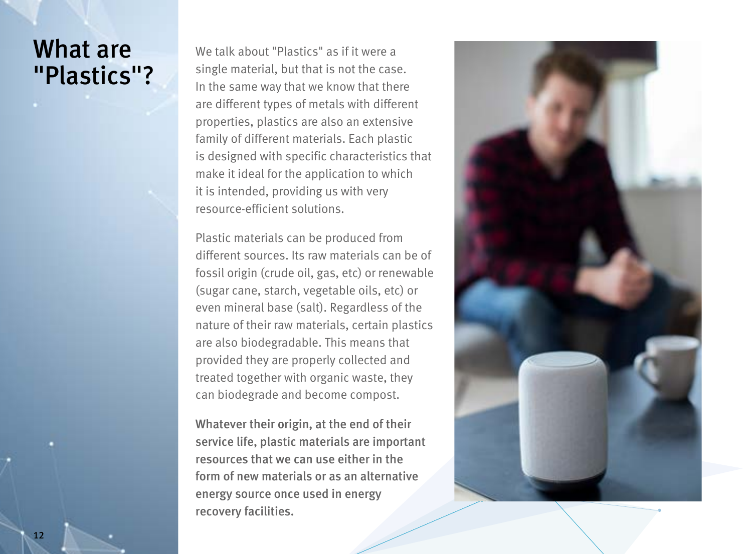# What are "Plastics"?

We talk about "Plastics" as if it were a single material, but that is not the case. In the same way that we know that there are different types of metals with different properties, plastics are also an extensive family of different materials. Each plastic is designed with specific characteristics that make it ideal for the application to which it is intended, providing us with very resource-efficient solutions.

Plastic materials can be produced from different sources. Its raw materials can be of fossil origin (crude oil, gas, etc) or renewable (sugar cane, starch, vegetable oils, etc) or even mineral base (salt). Regardless of the nature of their raw materials, certain plastics are also biodegradable. This means that provided they are properly collected and treated together with organic waste, they can biodegrade and become compost.

**Whatever their origin, at the end of their service life, plastic materials are important resources that we can use either in the form of new materials or as an alternative energy source once used in energy recovery facilities.**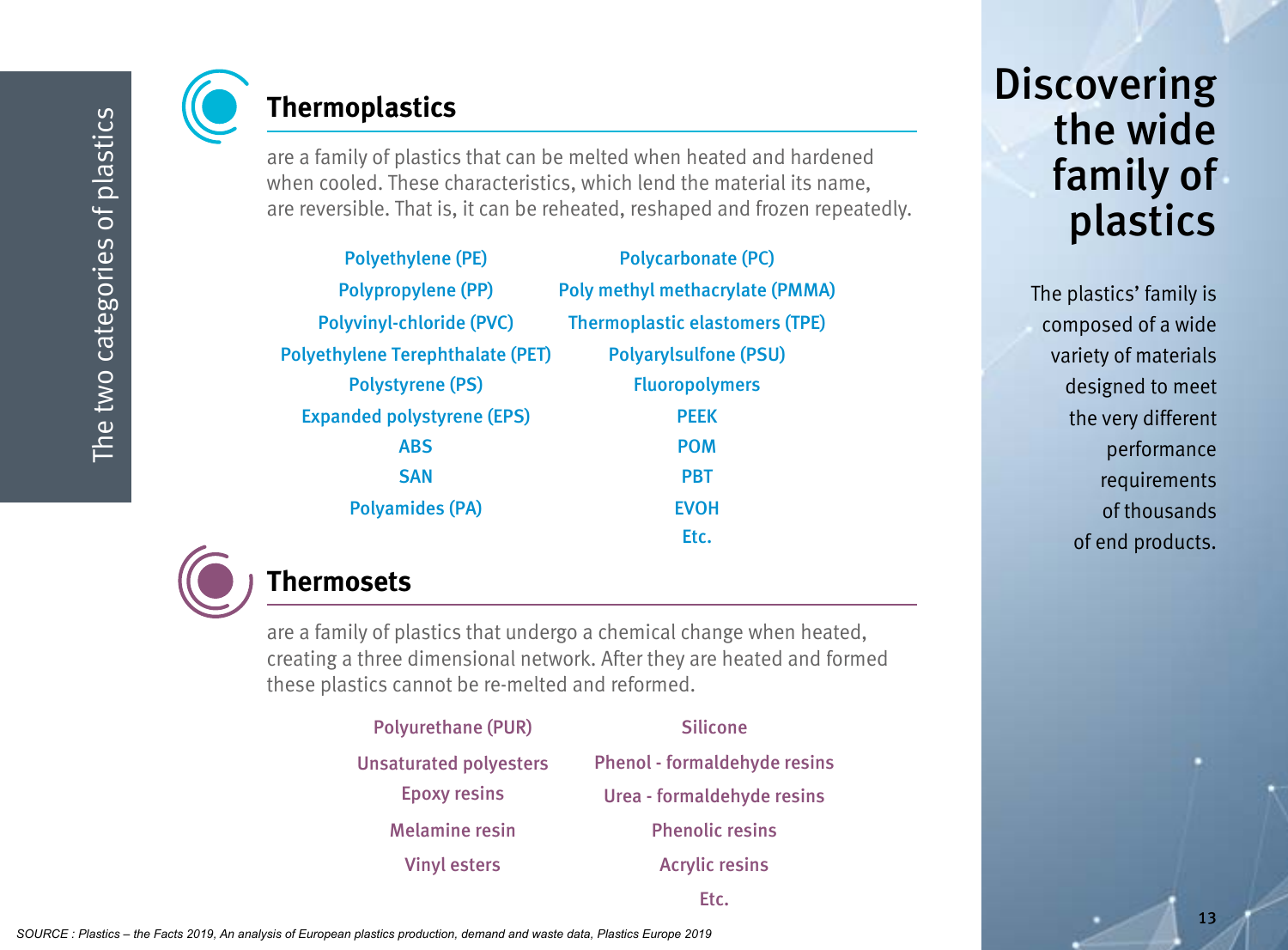# Discovering the wide family of plastics

The plastics' family is composed of a wide variety of materials designed to meet the very different performance requirements of thousands of end products.

## The two categories of plastics

### Thermoplastics

are a family of plastics that can be melted when heated and hardened when cooled. These characteristics, which lend the material its name, are reversible. That is, it can be reheated, reshaped and frozen repeatedly.

| | |
|---|---|
| Polyethylene (PE) | Polycarbonate (PC) |
| Polypropylene (PP) | Poly methyl methacrylate (PMMA) |
| Polyvinyl-chloride (PVC) | Thermoplastic elastomers (TPE) |
| Polyethylene Terephthalate (PET) | Polyarylsulfone (PSU) |
| Polystyrene (PS) | Fluoropolymers |
| Expanded polystyrene (EPS) | PEEK |
| ABS | POM |
| SAN | PBT |
| Polyamides (PA) | EVOH |
| | Etc. |

### Thermosets

are a family of plastics that undergo a chemical change when heated, creating a three dimensional network. After they are heated and formed these plastics cannot be re-melted and reformed.

| | |
|---|---|
| Polyurethane (PUR) | Silicone |
| Unsaturated polyesters | Phenol - formaldehyde resins |
| Epoxy resins | Urea - formaldehyde resins |
| Melamine resin | Phenolic resins |
| Vinyl esters | Acrylic resins |
| | Etc. |

*SOURCE : Plastics – the Facts 2019, An analysis of European plastics production, demand and waste data, Plastics Europe 2019*